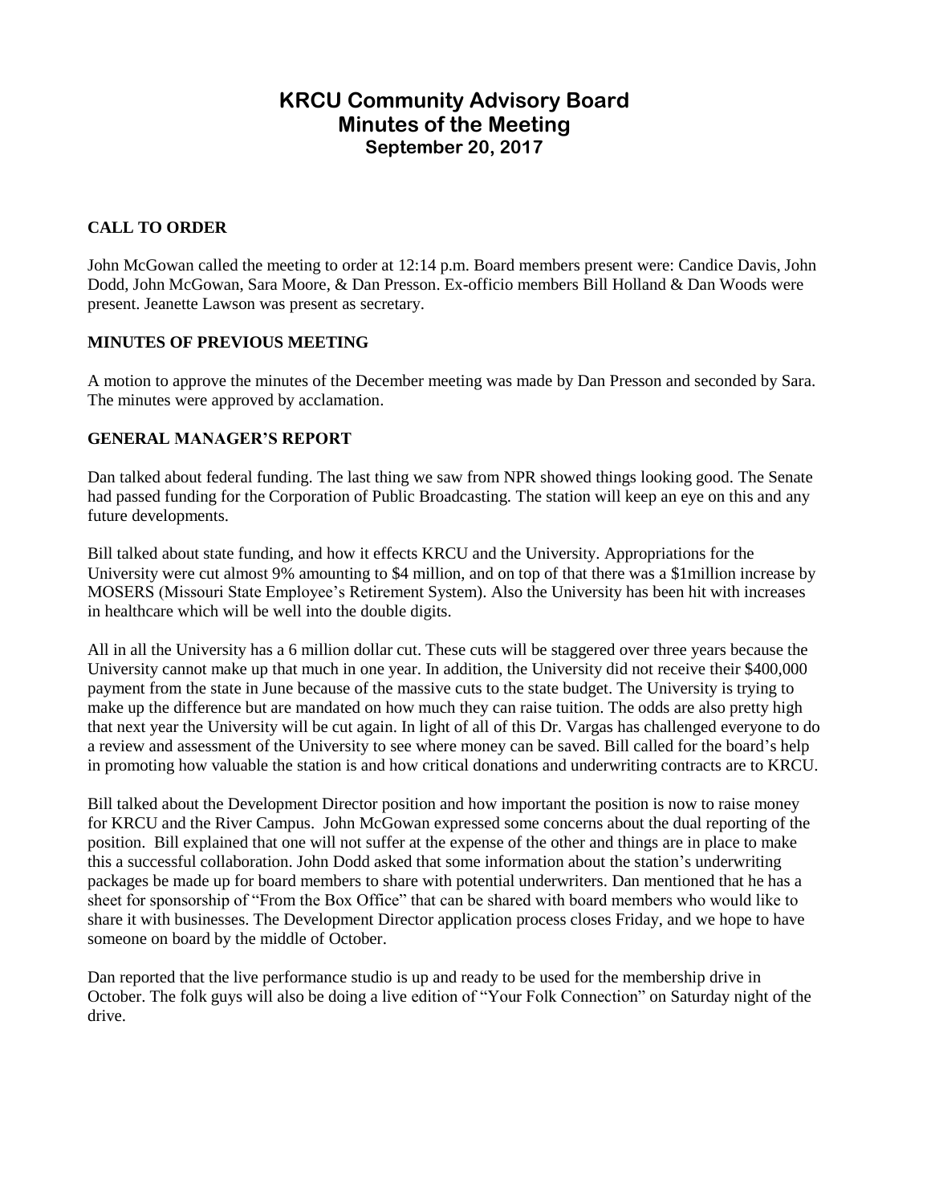# KRCU Community Advisory Board
## Minutes of the Meeting
### September 20, 2017

**CALL TO ORDER**

John McGowan called the meeting to order at 12:14 p.m. Board members present were: Candice Davis, John Dodd, John McGowan, Sara Moore, & Dan Presson. Ex-officio members Bill Holland & Dan Woods were present. Jeanette Lawson was present as secretary.

**MINUTES OF PREVIOUS MEETING**

A motion to approve the minutes of the December meeting was made by Dan Presson and seconded by Sara. The minutes were approved by acclamation.

**GENERAL MANAGER'S REPORT**

Dan talked about federal funding. The last thing we saw from NPR showed things looking good. The Senate had passed funding for the Corporation of Public Broadcasting. The station will keep an eye on this and any future developments.

Bill talked about state funding, and how it effects KRCU and the University. Appropriations for the University were cut almost 9% amounting to $4 million, and on top of that there was a $1million increase by MOSERS (Missouri State Employee's Retirement System). Also the University has been hit with increases in healthcare which will be well into the double digits.

All in all the University has a 6 million dollar cut. These cuts will be staggered over three years because the University cannot make up that much in one year. In addition, the University did not receive their $400,000 payment from the state in June because of the massive cuts to the state budget. The University is trying to make up the difference but are mandated on how much they can raise tuition. The odds are also pretty high that next year the University will be cut again. In light of all of this Dr. Vargas has challenged everyone to do a review and assessment of the University to see where money can be saved. Bill called for the board's help in promoting how valuable the station is and how critical donations and underwriting contracts are to KRCU.

Bill talked about the Development Director position and how important the position is now to raise money for KRCU and the River Campus. John McGowan expressed some concerns about the dual reporting of the position. Bill explained that one will not suffer at the expense of the other and things are in place to make this a successful collaboration. John Dodd asked that some information about the station's underwriting packages be made up for board members to share with potential underwriters. Dan mentioned that he has a sheet for sponsorship of "From the Box Office" that can be shared with board members who would like to share it with businesses. The Development Director application process closes Friday, and we hope to have someone on board by the middle of October.

Dan reported that the live performance studio is up and ready to be used for the membership drive in October. The folk guys will also be doing a live edition of "Your Folk Connection" on Saturday night of the drive.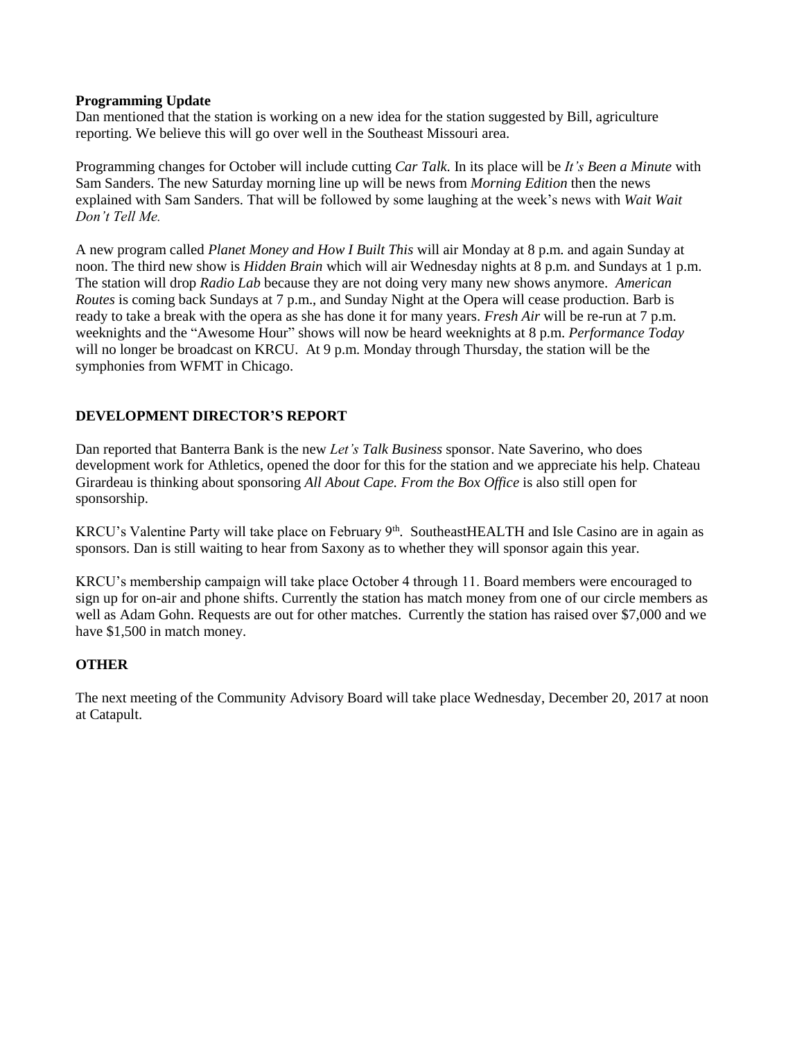**Programming Update**

Dan mentioned that the station is working on a new idea for the station suggested by Bill, agriculture reporting. We believe this will go over well in the Southeast Missouri area.

Programming changes for October will include cutting *Car Talk.* In its place will be *It's Been a Minute* with Sam Sanders. The new Saturday morning line up will be news from *Morning Edition* then the news explained with Sam Sanders. That will be followed by some laughing at the week's news with *Wait Wait Don't Tell Me.*

A new program called *Planet Money and How I Built This* will air Monday at 8 p.m. and again Sunday at noon. The third new show is *Hidden Brain* which will air Wednesday nights at 8 p.m. and Sundays at 1 p.m. The station will drop *Radio Lab* because they are not doing very many new shows anymore. *American Routes* is coming back Sundays at 7 p.m., and Sunday Night at the Opera will cease production. Barb is ready to take a break with the opera as she has done it for many years. *Fresh Air* will be re-run at 7 p.m. weeknights and the "Awesome Hour" shows will now be heard weeknights at 8 p.m. *Performance Today* will no longer be broadcast on KRCU. At 9 p.m. Monday through Thursday, the station will be the symphonies from WFMT in Chicago.

## DEVELOPMENT DIRECTOR'S REPORT

Dan reported that Banterra Bank is the new *Let's Talk Business* sponsor. Nate Saverino, who does development work for Athletics, opened the door for this for the station and we appreciate his help. Chateau Girardeau is thinking about sponsoring *All About Cape. From the Box Office* is also still open for sponsorship.

KRCU's Valentine Party will take place on February 9th. SoutheastHEALTH and Isle Casino are in again as sponsors. Dan is still waiting to hear from Saxony as to whether they will sponsor again this year.

KRCU's membership campaign will take place October 4 through 11. Board members were encouraged to sign up for on-air and phone shifts. Currently the station has match money from one of our circle members as well as Adam Gohn. Requests are out for other matches. Currently the station has raised over $7,000 and we have $1,500 in match money.

## OTHER

The next meeting of the Community Advisory Board will take place Wednesday, December 20, 2017 at noon at Catapult.